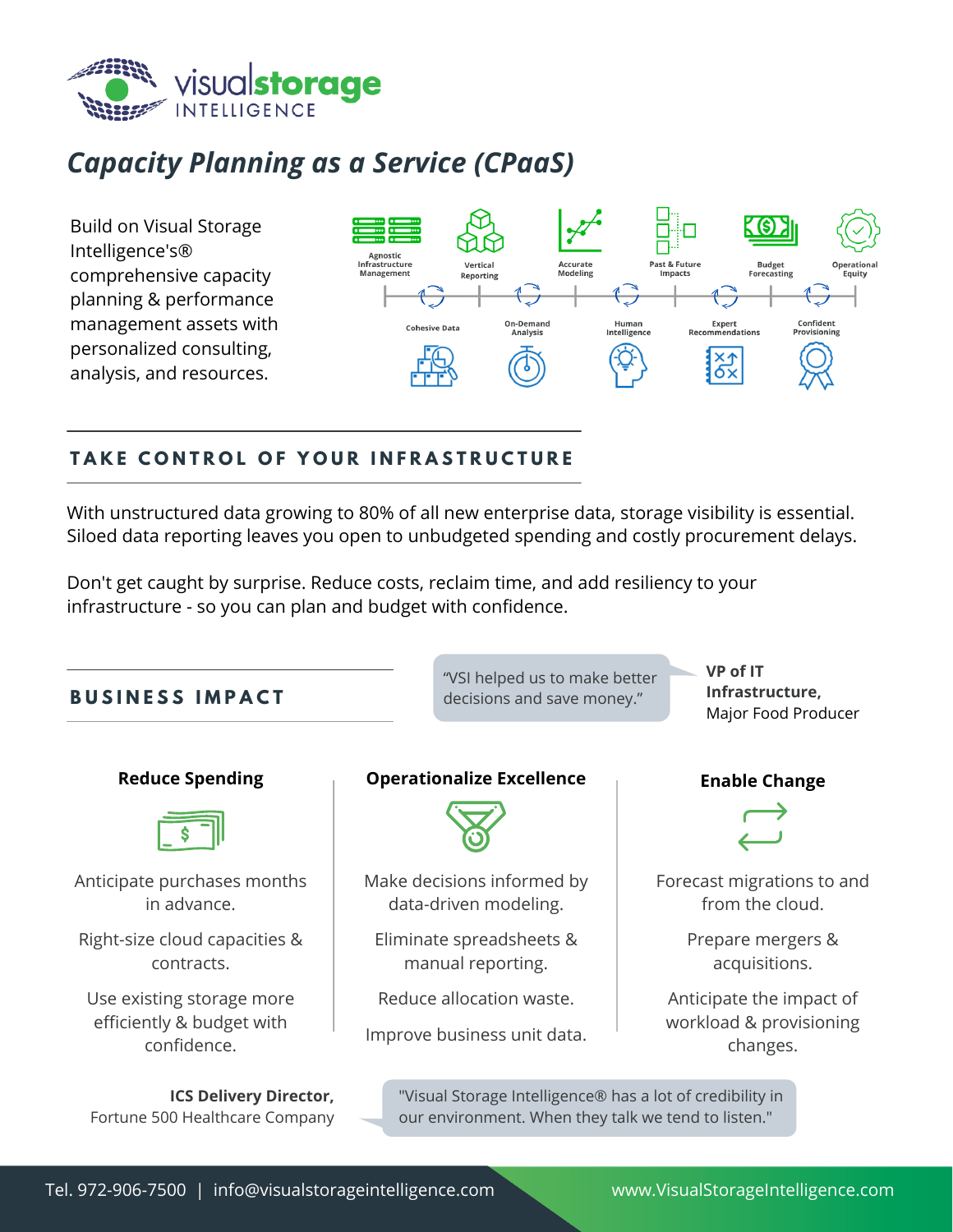visualstorage INTELLIGENCE

# *Capacity Planning as a Service (CPaaS)*

Build on Visual Storage Intelligence's® comprehensive capacity planning & performance management assets with personalized consulting, analysis, and resources.

Agnostic Infrastructure Management · Vertical Reporting · Accurate Modeling · Past & Future Impacts · Budget Forecasting · Operational Equity

Cohesive Data · On-Demand Analysis · Human Intelligence · Expert Recommendations · Confident Provisioning

## TAKE CONTROL OF YOUR INFRASTRUCTURE

With unstructured data growing to 80% of all new enterprise data, storage visibility is essential. Siloed data reporting leaves you open to unbudgeted spending and costly procurement delays.

Don't get caught by surprise. Reduce costs, reclaim time, and add resiliency to your infrastructure - so you can plan and budget with confidence.

## BUSINESS IMPACT

> "VSI helped us to make better decisions and save money."
>
> **VP of IT Infrastructure,** Major Food Producer

### Reduce Spending

Anticipate purchases months in advance.

Right-size cloud capacities & contracts.

Use existing storage more efficiently & budget with confidence.

### Operationalize Excellence

Make decisions informed by data-driven modeling.

Eliminate spreadsheets & manual reporting.

Reduce allocation waste.

Improve business unit data.

### Enable Change

Forecast migrations to and from the cloud.

Prepare mergers & acquisitions.

Anticipate the impact of workload & provisioning changes.

> "Visual Storage Intelligence® has a lot of credibility in our environment. When they talk we tend to listen."
>
> **ICS Delivery Director,** Fortune 500 Healthcare Company

Tel. 972-906-7500 | info@visualstorageintelligence.com www.VisualStorageIntelligence.com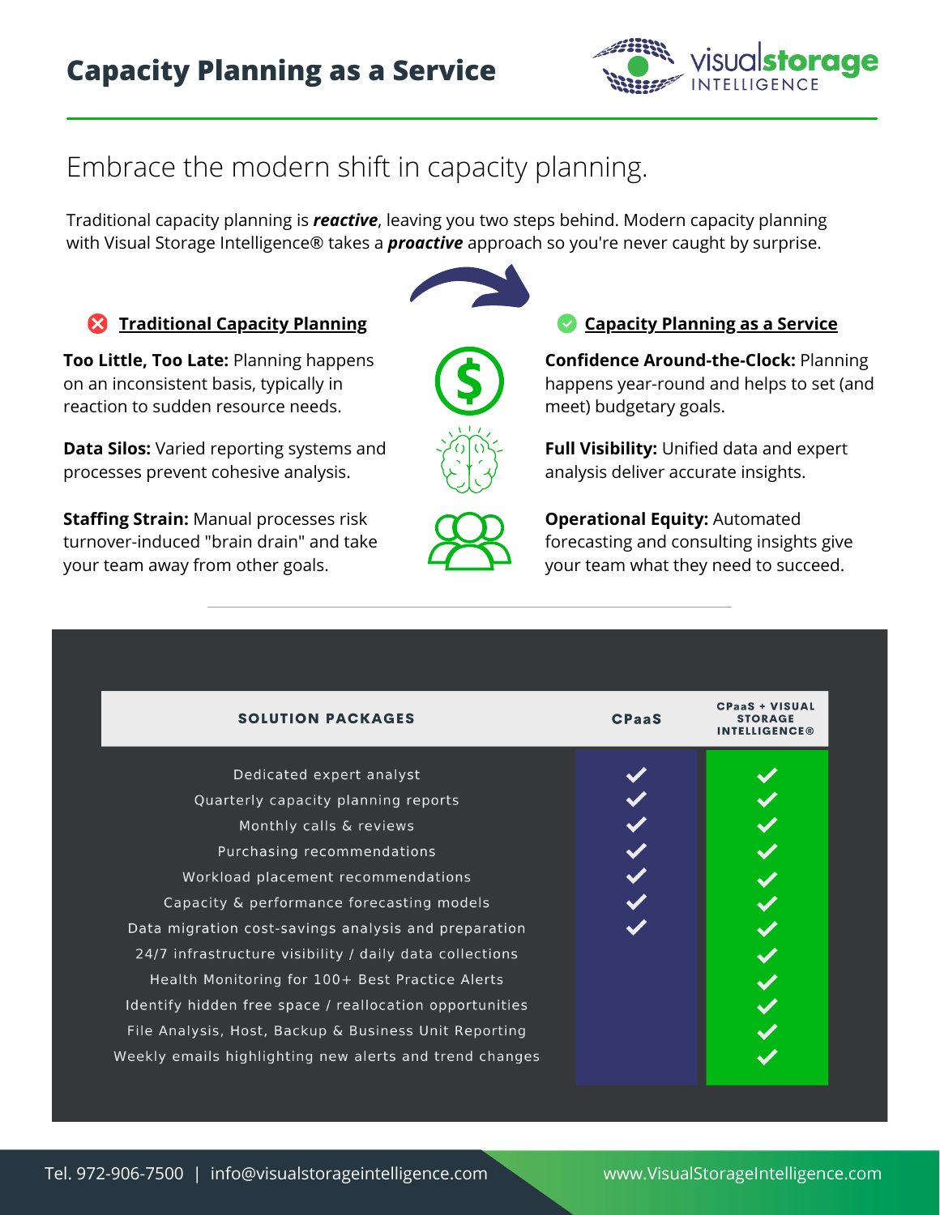# Capacity Planning as a Service

## Embrace the modern shift in capacity planning.

Traditional capacity planning is ***reactive***, leaving you two steps behind. Modern capacity planning with Visual Storage Intelligence® takes a ***proactive*** approach so you're never caught by surprise.

### Traditional Capacity Planning

**Too Little, Too Late:** Planning happens on an inconsistent basis, typically in reaction to sudden resource needs.

**Data Silos:** Varied reporting systems and processes prevent cohesive analysis.

**Staffing Strain:** Manual processes risk turnover-induced "brain drain" and take your team away from other goals.

### Capacity Planning as a Service

**Confidence Around-the-Clock:** Planning happens year-round and helps to set (and meet) budgetary goals.

**Full Visibility:** Unified data and expert analysis deliver accurate insights.

**Operational Equity:** Automated forecasting and consulting insights give your team what they need to succeed.

| SOLUTION PACKAGES | CPaaS | CPaaS + VISUAL STORAGE INTELLIGENCE® |
|---|---|---|
| Dedicated expert analyst | ✓ | ✓ |
| Quarterly capacity planning reports | ✓ | ✓ |
| Monthly calls & reviews | ✓ | ✓ |
| Purchasing recommendations | ✓ | ✓ |
| Workload placement recommendations | ✓ | ✓ |
| Capacity & performance forecasting models | ✓ | ✓ |
| Data migration cost-savings analysis and preparation | ✓ | ✓ |
| 24/7 infrastructure visibility / daily data collections | | ✓ |
| Health Monitoring for 100+ Best Practice Alerts | | ✓ |
| Identify hidden free space / reallocation opportunities | | ✓ |
| File Analysis, Host, Backup & Business Unit Reporting | | ✓ |
| Weekly emails highlighting new alerts and trend changes | | ✓ |

Tel. 972-906-7500 | info@visualstorageintelligence.com | www.VisualStorageIntelligence.com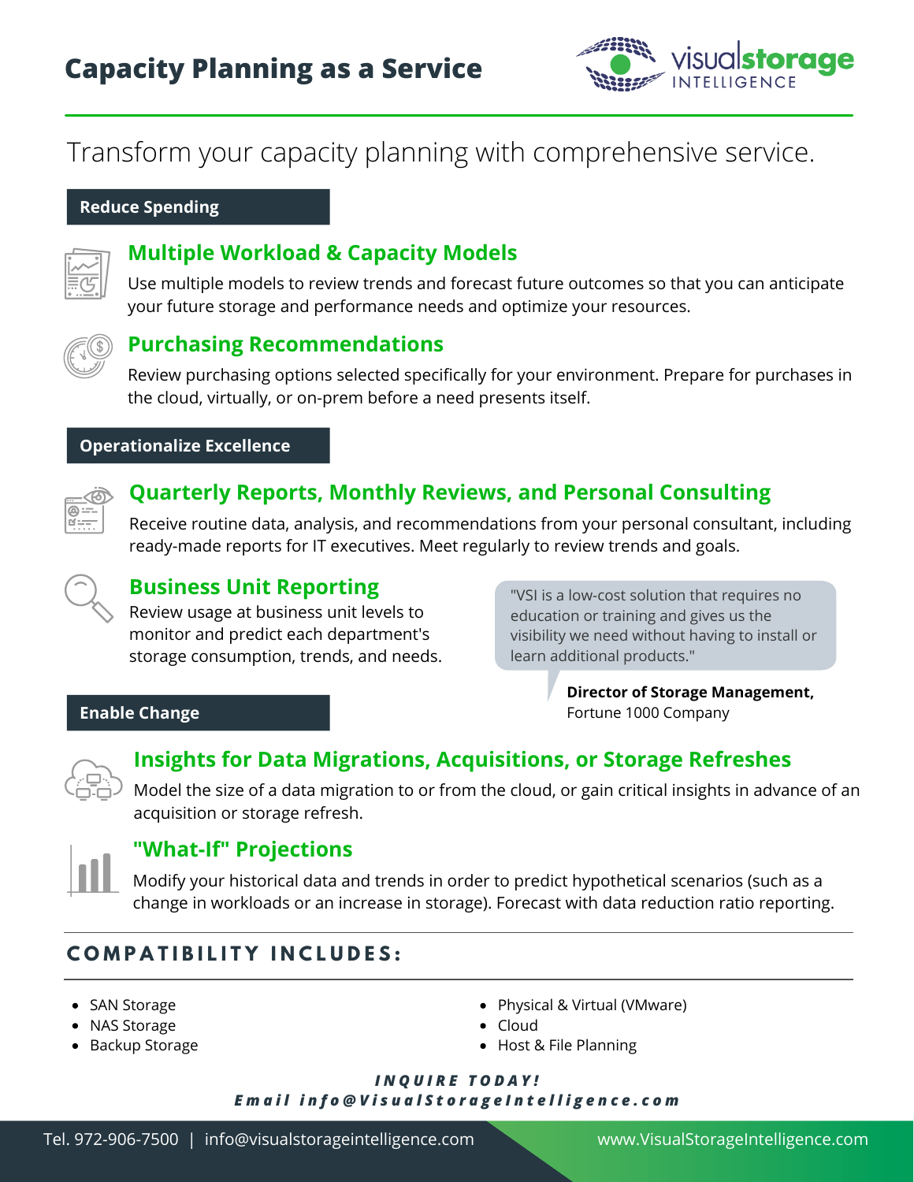# Capacity Planning as a Service

visualstorage INTELLIGENCE

Transform your capacity planning with comprehensive service.

## Reduce Spending

### Multiple Workload & Capacity Models

Use multiple models to review trends and forecast future outcomes so that you can anticipate your future storage and performance needs and optimize your resources.

### Purchasing Recommendations

Review purchasing options selected specifically for your environment. Prepare for purchases in the cloud, virtually, or on-prem before a need presents itself.

## Operationalize Excellence

### Quarterly Reports, Monthly Reviews, and Personal Consulting

Receive routine data, analysis, and recommendations from your personal consultant, including ready-made reports for IT executives. Meet regularly to review trends and goals.

### Business Unit Reporting

Review usage at business unit levels to monitor and predict each department's storage consumption, trends, and needs.

> "VSI is a low-cost solution that requires no education or training and gives us the visibility we need without having to install or learn additional products."
>
> **Director of Storage Management,** Fortune 1000 Company

## Enable Change

### Insights for Data Migrations, Acquisitions, or Storage Refreshes

Model the size of a data migration to or from the cloud, or gain critical insights in advance of an acquisition or storage refresh.

### "What-If" Projections

Modify your historical data and trends in order to predict hypothetical scenarios (such as a change in workloads or an increase in storage). Forecast with data reduction ratio reporting.

## COMPATIBILITY INCLUDES:

- SAN Storage
- NAS Storage
- Backup Storage
- Physical & Virtual (VMware)
- Cloud
- Host & File Planning

***INQUIRE TODAY!***
***Email info@VisualStorageIntelligence.com***

Tel. 972-906-7500 | info@visualstorageintelligence.com

www.VisualStorageIntelligence.com